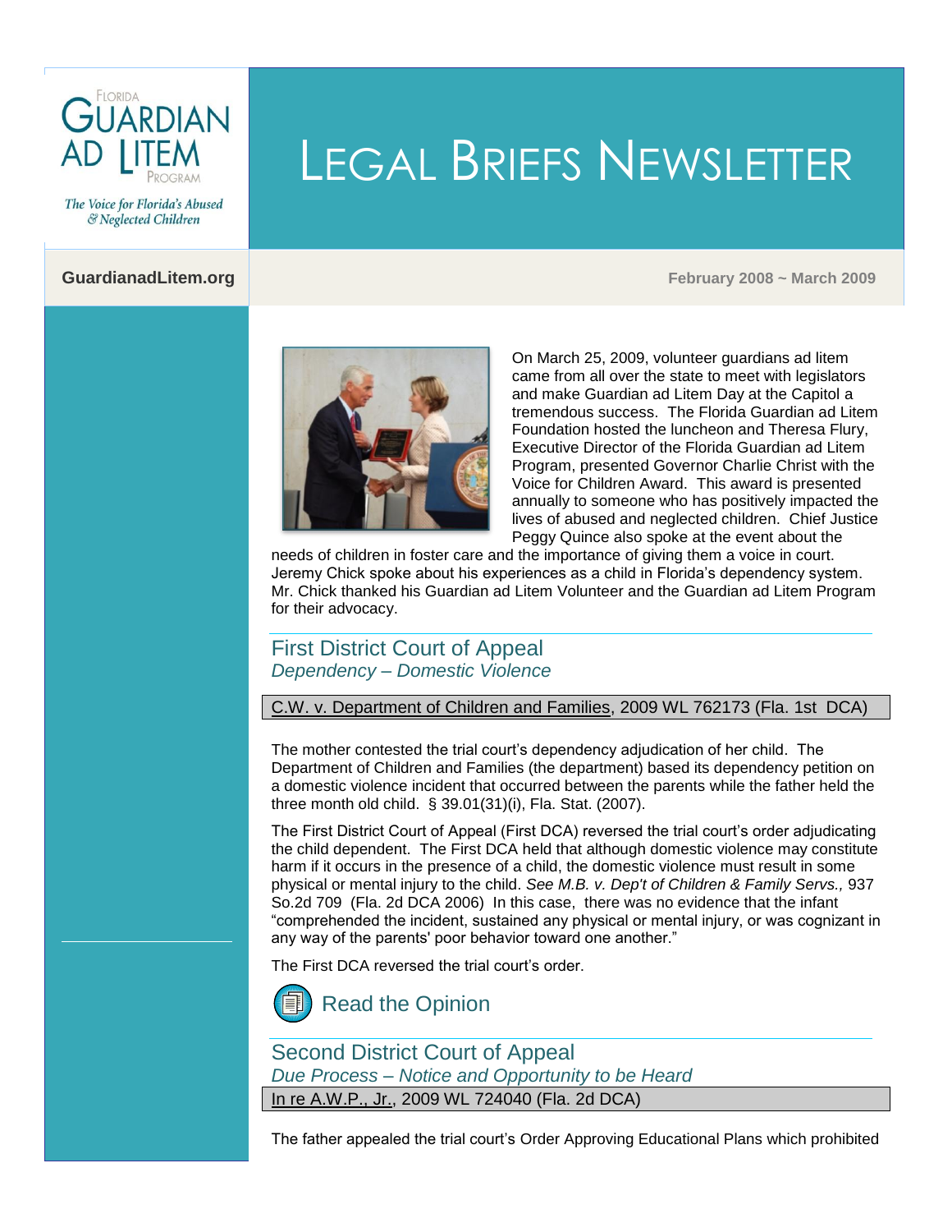FLORIDA GUARDIAN AD LITEM PROGRAM

*The Voice for Florida's Abused & Neglected Children*

# LEGAL BRIEFS NEWSLETTER

**GuardianadLitem.org**

**February 2008 ~ March 2009**

On March 25, 2009, volunteer guardians ad litem came from all over the state to meet with legislators and make Guardian ad Litem Day at the Capitol a tremendous success. The Florida Guardian ad Litem Foundation hosted the luncheon and Theresa Flury, Executive Director of the Florida Guardian ad Litem Program, presented Governor Charlie Christ with the Voice for Children Award. This award is presented annually to someone who has positively impacted the lives of abused and neglected children. Chief Justice Peggy Quince also spoke at the event about the needs of children in foster care and the importance of giving them a voice in court. Jeremy Chick spoke about his experiences as a child in Florida's dependency system. Mr. Chick thanked his Guardian ad Litem Volunteer and the Guardian ad Litem Program for their advocacy.

## First District Court of Appeal

### *Dependency – Domestic Violence*

C.W. v. Department of Children and Families, 2009 WL 762173 (Fla. 1st DCA)

The mother contested the trial court's dependency adjudication of her child. The Department of Children and Families (the department) based its dependency petition on a domestic violence incident that occurred between the parents while the father held the three month old child. § 39.01(31)(i), Fla. Stat. (2007).

The First District Court of Appeal (First DCA) reversed the trial court's order adjudicating the child dependent. The First DCA held that although domestic violence may constitute harm if it occurs in the presence of a child, the domestic violence must result in some physical or mental injury to the child. *See M.B. v. Dep't of Children & Family Servs.,* 937 So.2d 709 (Fla. 2d DCA 2006) In this case, there was no evidence that the infant "comprehended the incident, sustained any physical or mental injury, or was cognizant in any way of the parents' poor behavior toward one another."

The First DCA reversed the trial court's order.

Read the Opinion

## Second District Court of Appeal

### *Due Process – Notice and Opportunity to be Heard*

In re A.W.P., Jr., 2009 WL 724040 (Fla. 2d DCA)

The father appealed the trial court's Order Approving Educational Plans which prohibited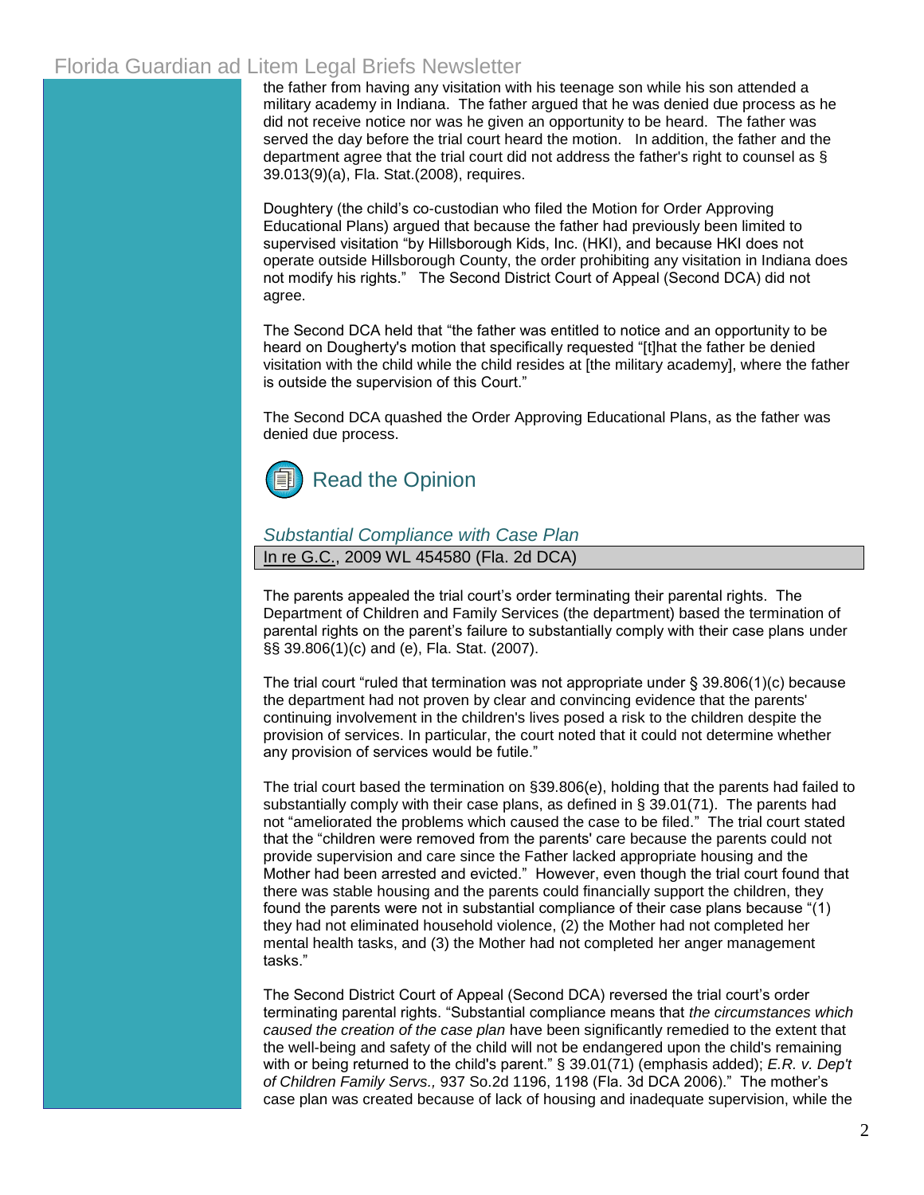the father from having any visitation with his teenage son while his son attended a military academy in Indiana. The father argued that he was denied due process as he did not receive notice nor was he given an opportunity to be heard. The father was served the day before the trial court heard the motion. In addition, the father and the department agree that the trial court did not address the father's right to counsel as § 39.013(9)(a), Fla. Stat.(2008), requires.

Doughtery (the child's co-custodian who filed the Motion for Order Approving Educational Plans) argued that because the father had previously been limited to supervised visitation "by Hillsborough Kids, Inc. (HKI), and because HKI does not operate outside Hillsborough County, the order prohibiting any visitation in Indiana does not modify his rights." The Second District Court of Appeal (Second DCA) did not agree.

The Second DCA held that "the father was entitled to notice and an opportunity to be heard on Dougherty's motion that specifically requested "[t]hat the father be denied visitation with the child while the child resides at [the military academy], where the father is outside the supervision of this Court."

The Second DCA quashed the Order Approving Educational Plans, as the father was denied due process.

Read the Opinion

### *Substantial Compliance with Case Plan*

In re G.C., 2009 WL 454580 (Fla. 2d DCA)

The parents appealed the trial court's order terminating their parental rights. The Department of Children and Family Services (the department) based the termination of parental rights on the parent's failure to substantially comply with their case plans under §§ 39.806(1)(c) and (e), Fla. Stat. (2007).

The trial court "ruled that termination was not appropriate under § 39.806(1)(c) because the department had not proven by clear and convincing evidence that the parents' continuing involvement in the children's lives posed a risk to the children despite the provision of services. In particular, the court noted that it could not determine whether any provision of services would be futile."

The trial court based the termination on §39.806(e), holding that the parents had failed to substantially comply with their case plans, as defined in § 39.01(71). The parents had not "ameliorated the problems which caused the case to be filed." The trial court stated that the "children were removed from the parents' care because the parents could not provide supervision and care since the Father lacked appropriate housing and the Mother had been arrested and evicted." However, even though the trial court found that there was stable housing and the parents could financially support the children, they found the parents were not in substantial compliance of their case plans because "(1) they had not eliminated household violence, (2) the Mother had not completed her mental health tasks, and (3) the Mother had not completed her anger management tasks."

The Second District Court of Appeal (Second DCA) reversed the trial court's order terminating parental rights. "Substantial compliance means that *the circumstances which caused the creation of the case plan* have been significantly remedied to the extent that the well-being and safety of the child will not be endangered upon the child's remaining with or being returned to the child's parent." § 39.01(71) (emphasis added); *E.R. v. Dep't of Children Family Servs.,* 937 So.2d 1196, 1198 (Fla. 3d DCA 2006)." The mother's case plan was created because of lack of housing and inadequate supervision, while the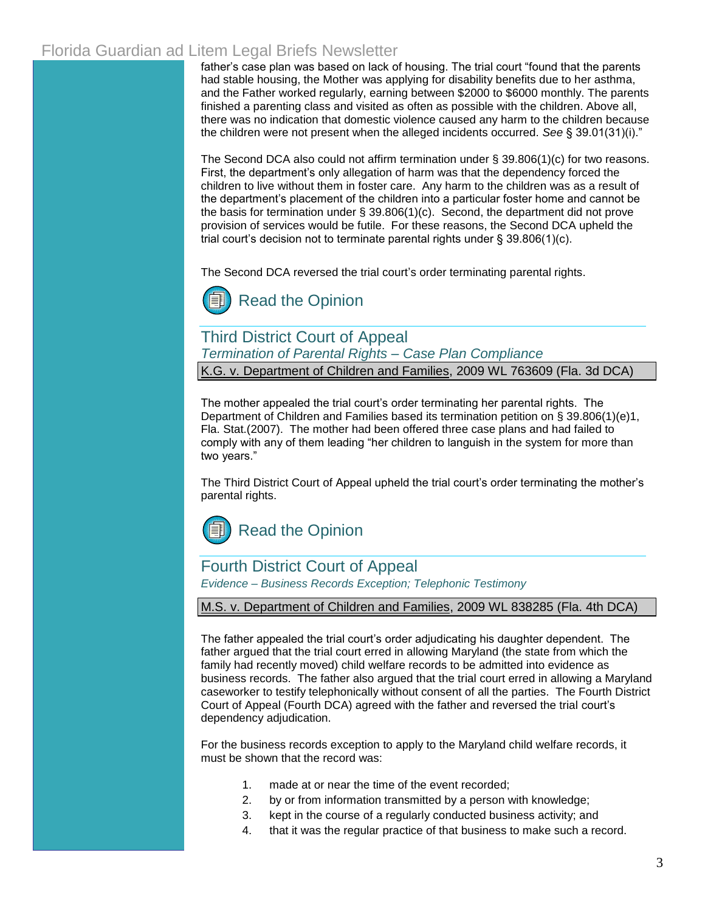father's case plan was based on lack of housing. The trial court "found that the parents had stable housing, the Mother was applying for disability benefits due to her asthma, and the Father worked regularly, earning between $2000 to $6000 monthly. The parents finished a parenting class and visited as often as possible with the children. Above all, there was no indication that domestic violence caused any harm to the children because the children were not present when the alleged incidents occurred. *See* § 39.01(31)(i)."

The Second DCA also could not affirm termination under § 39.806(1)(c) for two reasons. First, the department's only allegation of harm was that the dependency forced the children to live without them in foster care. Any harm to the children was as a result of the department's placement of the children into a particular foster home and cannot be the basis for termination under § 39.806(1)(c). Second, the department did not prove provision of services would be futile. For these reasons, the Second DCA upheld the trial court's decision not to terminate parental rights under § 39.806(1)(c).

The Second DCA reversed the trial court's order terminating parental rights.

Read the Opinion

## Third District Court of Appeal

*Termination of Parental Rights – Case Plan Compliance*

K.G. v. Department of Children and Families, 2009 WL 763609 (Fla. 3d DCA)

The mother appealed the trial court's order terminating her parental rights. The Department of Children and Families based its termination petition on § 39.806(1)(e)1, Fla. Stat.(2007). The mother had been offered three case plans and had failed to comply with any of them leading "her children to languish in the system for more than two years."

The Third District Court of Appeal upheld the trial court's order terminating the mother's parental rights.

Read the Opinion

## Fourth District Court of Appeal

*Evidence – Business Records Exception; Telephonic Testimony*

M.S. v. Department of Children and Families, 2009 WL 838285 (Fla. 4th DCA)

The father appealed the trial court's order adjudicating his daughter dependent. The father argued that the trial court erred in allowing Maryland (the state from which the family had recently moved) child welfare records to be admitted into evidence as business records. The father also argued that the trial court erred in allowing a Maryland caseworker to testify telephonically without consent of all the parties. The Fourth District Court of Appeal (Fourth DCA) agreed with the father and reversed the trial court's dependency adjudication.

For the business records exception to apply to the Maryland child welfare records, it must be shown that the record was:

1. made at or near the time of the event recorded;
2. by or from information transmitted by a person with knowledge;
3. kept in the course of a regularly conducted business activity; and
4. that it was the regular practice of that business to make such a record.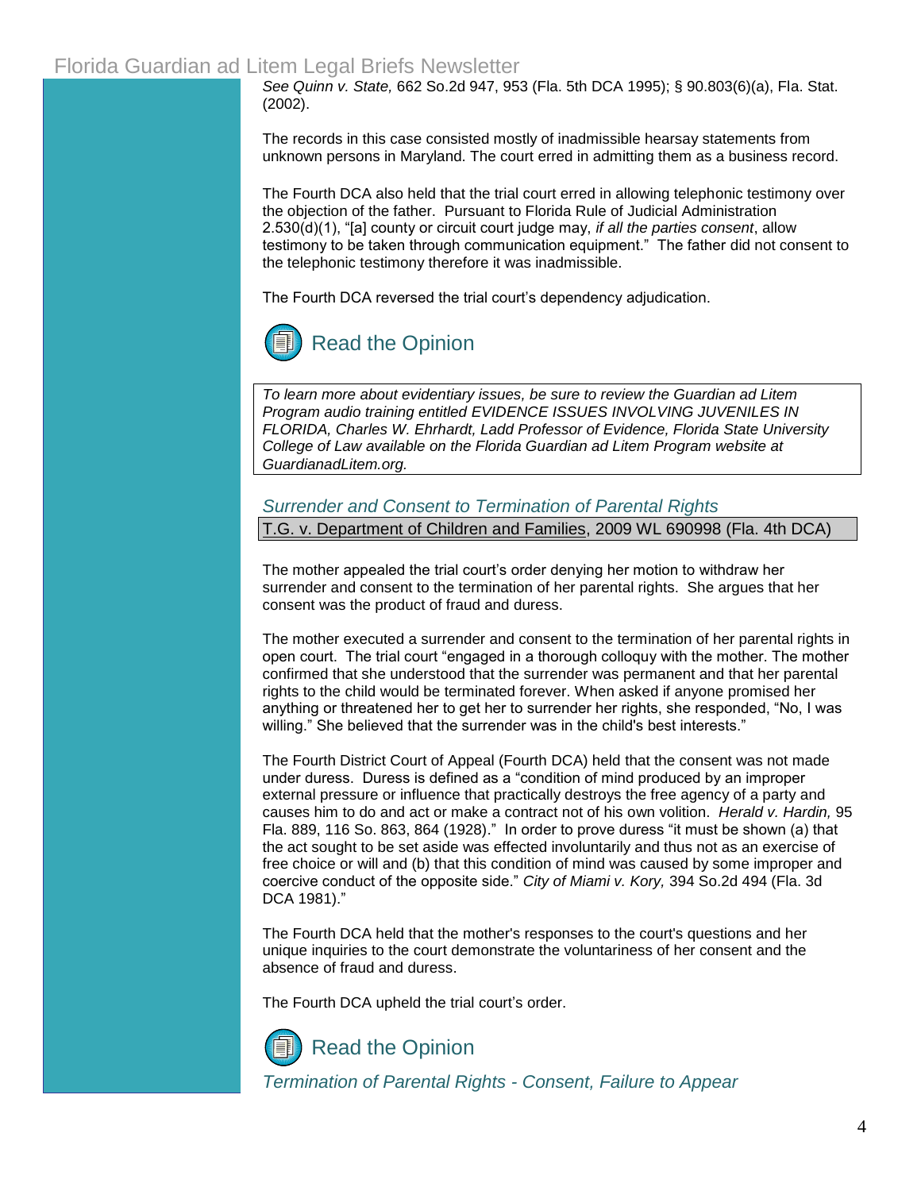*See Quinn v. State,* 662 So.2d 947, 953 (Fla. 5th DCA 1995); § 90.803(6)(a), Fla. Stat. (2002).

The records in this case consisted mostly of inadmissible hearsay statements from unknown persons in Maryland. The court erred in admitting them as a business record.

The Fourth DCA also held that the trial court erred in allowing telephonic testimony over the objection of the father. Pursuant to Florida Rule of Judicial Administration 2.530(d)(1), "[a] county or circuit court judge may, *if all the parties consent*, allow testimony to be taken through communication equipment." The father did not consent to the telephonic testimony therefore it was inadmissible.

The Fourth DCA reversed the trial court's dependency adjudication.

Read the Opinion

*To learn more about evidentiary issues, be sure to review the Guardian ad Litem Program audio training entitled EVIDENCE ISSUES INVOLVING JUVENILES IN FLORIDA, Charles W. Ehrhardt, Ladd Professor of Evidence, Florida State University College of Law available on the Florida Guardian ad Litem Program website at GuardianadLitem.org.*

## *Surrender and Consent to Termination of Parental Rights*

T.G. v. Department of Children and Families, 2009 WL 690998 (Fla. 4th DCA)

The mother appealed the trial court's order denying her motion to withdraw her surrender and consent to the termination of her parental rights. She argues that her consent was the product of fraud and duress.

The mother executed a surrender and consent to the termination of her parental rights in open court. The trial court "engaged in a thorough colloquy with the mother. The mother confirmed that she understood that the surrender was permanent and that her parental rights to the child would be terminated forever. When asked if anyone promised her anything or threatened her to get her to surrender her rights, she responded, "No, I was willing." She believed that the surrender was in the child's best interests."

The Fourth District Court of Appeal (Fourth DCA) held that the consent was not made under duress. Duress is defined as a "condition of mind produced by an improper external pressure or influence that practically destroys the free agency of a party and causes him to do and act or make a contract not of his own volition. *Herald v. Hardin,* 95 Fla. 889, 116 So. 863, 864 (1928)." In order to prove duress "it must be shown (a) that the act sought to be set aside was effected involuntarily and thus not as an exercise of free choice or will and (b) that this condition of mind was caused by some improper and coercive conduct of the opposite side." *City of Miami v. Kory,* 394 So.2d 494 (Fla. 3d DCA 1981)."

The Fourth DCA held that the mother's responses to the court's questions and her unique inquiries to the court demonstrate the voluntariness of her consent and the absence of fraud and duress.

The Fourth DCA upheld the trial court's order.

Read the Opinion

## *Termination of Parental Rights - Consent, Failure to Appear*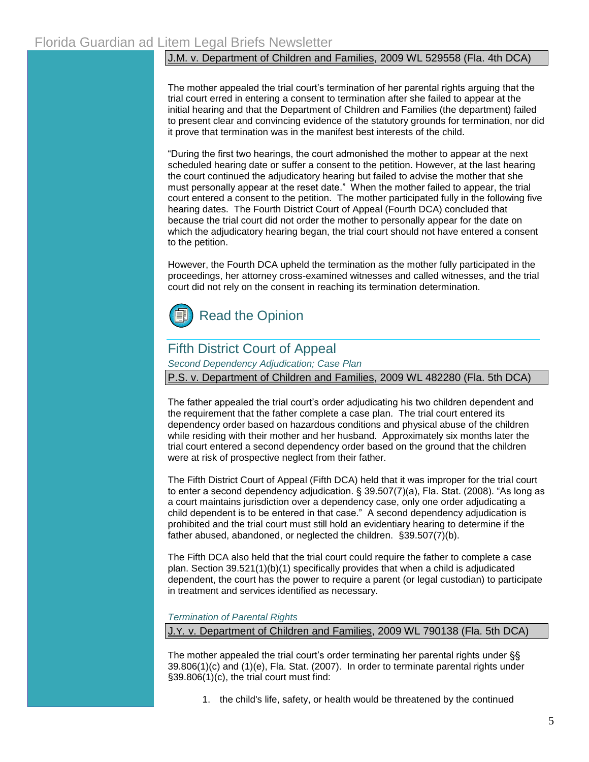J.M. v. Department of Children and Families, 2009 WL 529558 (Fla. 4th DCA)

The mother appealed the trial court's termination of her parental rights arguing that the trial court erred in entering a consent to termination after she failed to appear at the initial hearing and that the Department of Children and Families (the department) failed to present clear and convincing evidence of the statutory grounds for termination, nor did it prove that termination was in the manifest best interests of the child.

"During the first two hearings, the court admonished the mother to appear at the next scheduled hearing date or suffer a consent to the petition. However, at the last hearing the court continued the adjudicatory hearing but failed to advise the mother that she must personally appear at the reset date." When the mother failed to appear, the trial court entered a consent to the petition. The mother participated fully in the following five hearing dates. The Fourth District Court of Appeal (Fourth DCA) concluded that because the trial court did not order the mother to personally appear for the date on which the adjudicatory hearing began, the trial court should not have entered a consent to the petition.

However, the Fourth DCA upheld the termination as the mother fully participated in the proceedings, her attorney cross-examined witnesses and called witnesses, and the trial court did not rely on the consent in reaching its termination determination.

Read the Opinion

## Fifth District Court of Appeal

*Second Dependency Adjudication; Case Plan*

P.S. v. Department of Children and Families, 2009 WL 482280 (Fla. 5th DCA)

The father appealed the trial court's order adjudicating his two children dependent and the requirement that the father complete a case plan. The trial court entered its dependency order based on hazardous conditions and physical abuse of the children while residing with their mother and her husband. Approximately six months later the trial court entered a second dependency order based on the ground that the children were at risk of prospective neglect from their father.

The Fifth District Court of Appeal (Fifth DCA) held that it was improper for the trial court to enter a second dependency adjudication. § 39.507(7)(a), Fla. Stat. (2008). "As long as a court maintains jurisdiction over a dependency case, only one order adjudicating a child dependent is to be entered in that case." A second dependency adjudication is prohibited and the trial court must still hold an evidentiary hearing to determine if the father abused, abandoned, or neglected the children. §39.507(7)(b).

The Fifth DCA also held that the trial court could require the father to complete a case plan. Section 39.521(1)(b)(1) specifically provides that when a child is adjudicated dependent, the court has the power to require a parent (or legal custodian) to participate in treatment and services identified as necessary.

*Termination of Parental Rights*

J.Y. v. Department of Children and Families, 2009 WL 790138 (Fla. 5th DCA)

The mother appealed the trial court's order terminating her parental rights under §§ 39.806(1)(c) and (1)(e), Fla. Stat. (2007). In order to terminate parental rights under §39.806(1)(c), the trial court must find:

1. the child's life, safety, or health would be threatened by the continued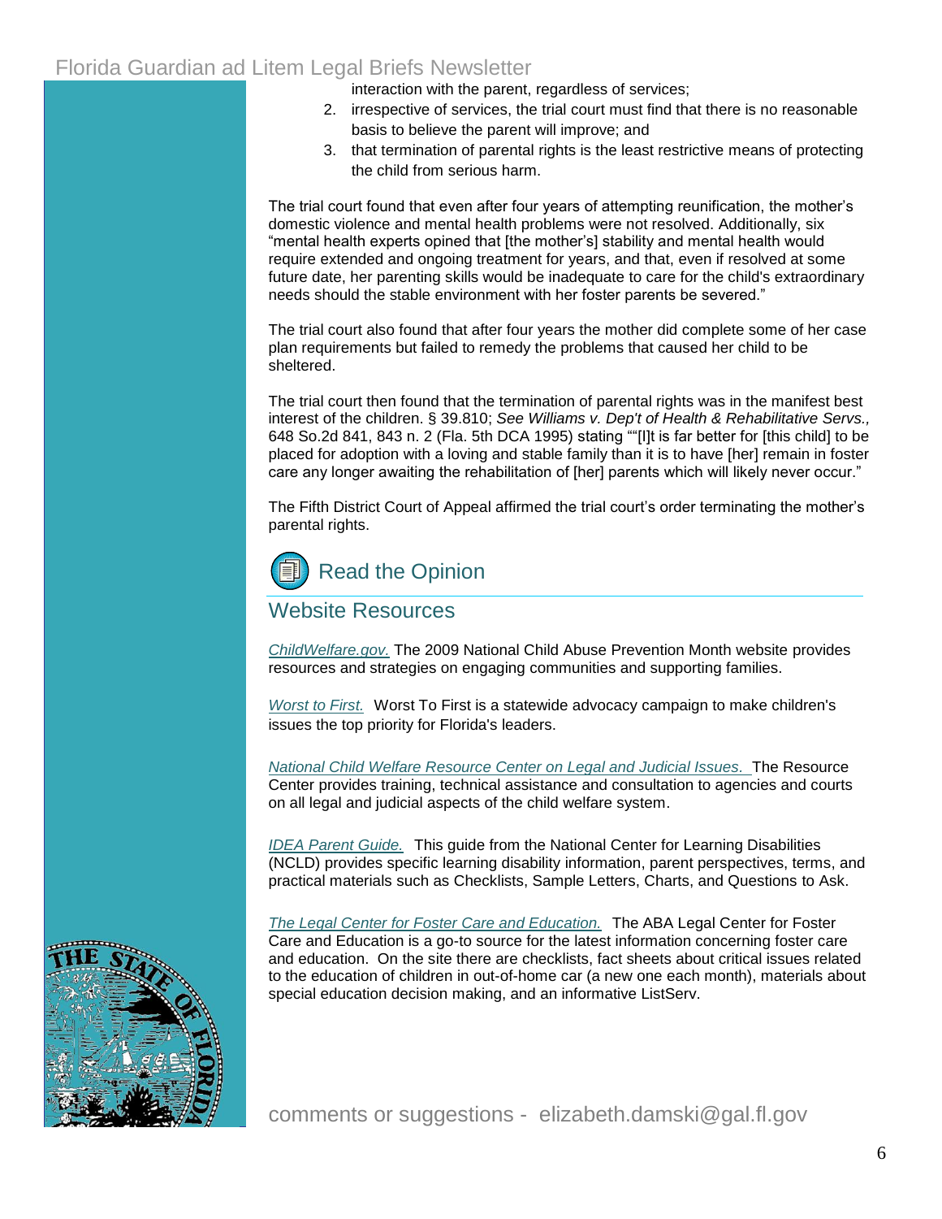interaction with the parent, regardless of services;

2. irrespective of services, the trial court must find that there is no reasonable basis to believe the parent will improve; and
3. that termination of parental rights is the least restrictive means of protecting the child from serious harm.

The trial court found that even after four years of attempting reunification, the mother's domestic violence and mental health problems were not resolved. Additionally, six "mental health experts opined that [the mother's] stability and mental health would require extended and ongoing treatment for years, and that, even if resolved at some future date, her parenting skills would be inadequate to care for the child's extraordinary needs should the stable environment with her foster parents be severed."

The trial court also found that after four years the mother did complete some of her case plan requirements but failed to remedy the problems that caused her child to be sheltered.

The trial court then found that the termination of parental rights was in the manifest best interest of the children. § 39.810; *See Williams v. Dep't of Health & Rehabilitative Servs.,* 648 So.2d 841, 843 n. 2 (Fla. 5th DCA 1995) stating ""[I]t is far better for [this child] to be placed for adoption with a loving and stable family than it is to have [her] remain in foster care any longer awaiting the rehabilitation of [her] parents which will likely never occur."

The Fifth District Court of Appeal affirmed the trial court's order terminating the mother's parental rights.

## Read the Opinion

## Website Resources

*ChildWelfare.gov.* The 2009 National Child Abuse Prevention Month website provides resources and strategies on engaging communities and supporting families.

*Worst to First.* Worst To First is a statewide advocacy campaign to make children's issues the top priority for Florida's leaders.

*National Child Welfare Resource Center on Legal and Judicial Issues.* The Resource Center provides training, technical assistance and consultation to agencies and courts on all legal and judicial aspects of the child welfare system.

*IDEA Parent Guide.* This guide from the National Center for Learning Disabilities (NCLD) provides specific learning disability information, parent perspectives, terms, and practical materials such as Checklists, Sample Letters, Charts, and Questions to Ask.

*The Legal Center for Foster Care and Education.* The ABA Legal Center for Foster Care and Education is a go-to source for the latest information concerning foster care and education. On the site there are checklists, fact sheets about critical issues related to the education of children in out-of-home car (a new one each month), materials about special education decision making, and an informative ListServ.

comments or suggestions - elizabeth.damski@gal.fl.gov